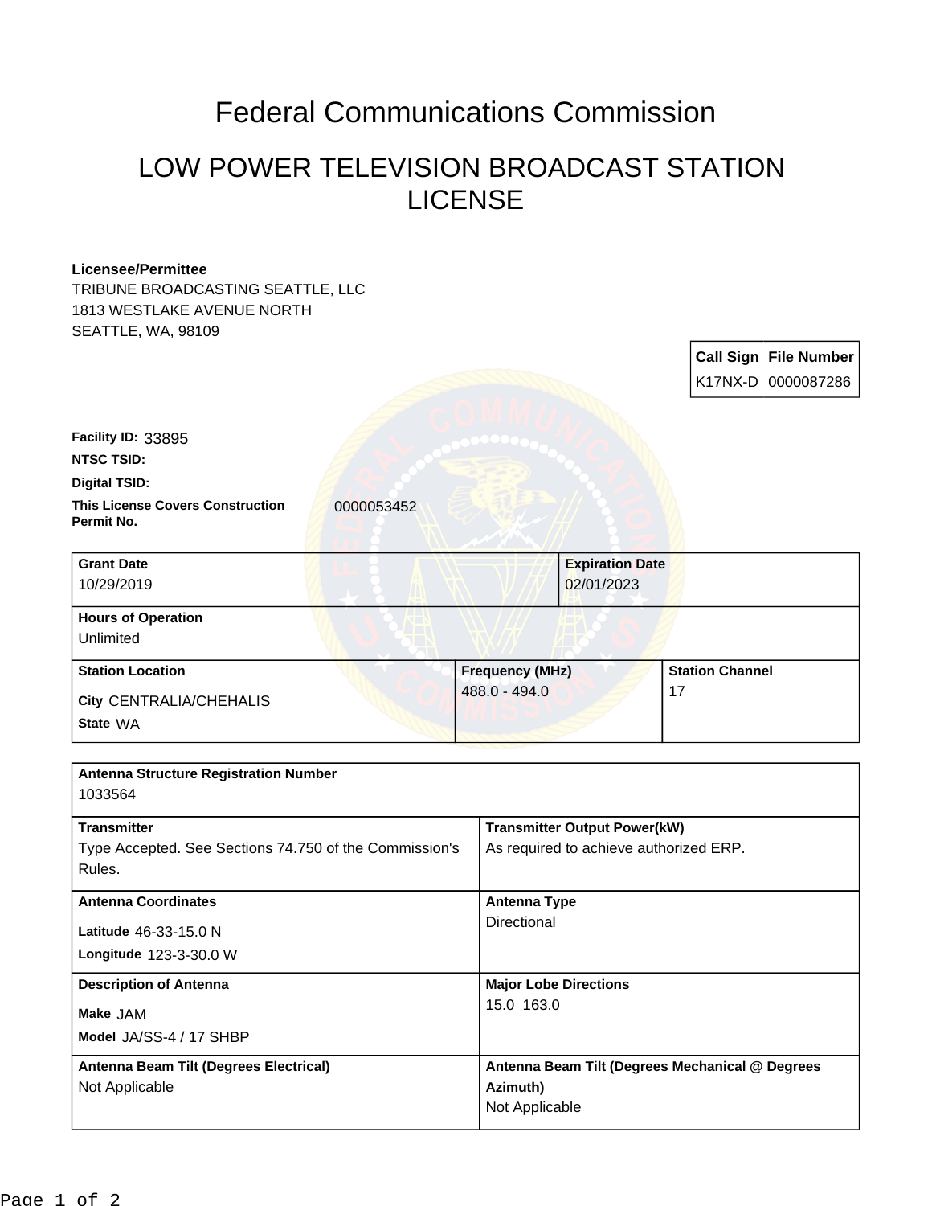# Federal Communications Commission

## LOW POWER TELEVISION BROADCAST STATION LICENSE

**Licensee/Permittee**
TRIBUNE BROADCASTING SEATTLE, LLC
1813 WESTLAKE AVENUE NORTH
SEATTLE, WA, 98109

| Call Sign | File Number |
| --- | --- |
| K17NX-D | 0000087286 |

**Facility ID:** 33895

**NTSC TSID:**

**Digital TSID:**

**This License Covers Construction Permit No.** 0000053452

| Grant Date | Expiration Date |
| --- | --- |
| 10/29/2019 | 02/01/2023 |

**Hours of Operation**
Unlimited

| Station Location | Frequency (MHz) | Station Channel |
| --- | --- | --- |
| City CENTRALIA/CHEHALIS<br>State WA | 488.0 - 494.0 | 17 |

**Antenna Structure Registration Number**
1033564

| Transmitter | Transmitter Output Power(kW) |
| --- | --- |
| Type Accepted. See Sections 74.750 of the Commission's Rules. | As required to achieve authorized ERP. |

| Antenna Coordinates | Antenna Type |
| --- | --- |
| Latitude 46-33-15.0 N<br>Longitude 123-3-30.0 W | Directional |

| Description of Antenna | Major Lobe Directions |
| --- | --- |
| Make JAM<br>Model JA/SS-4 / 17 SHBP | 15.0 163.0 |

| Antenna Beam Tilt (Degrees Electrical) | Antenna Beam Tilt (Degrees Mechanical @ Degrees Azimuth) |
| --- | --- |
| Not Applicable | Not Applicable |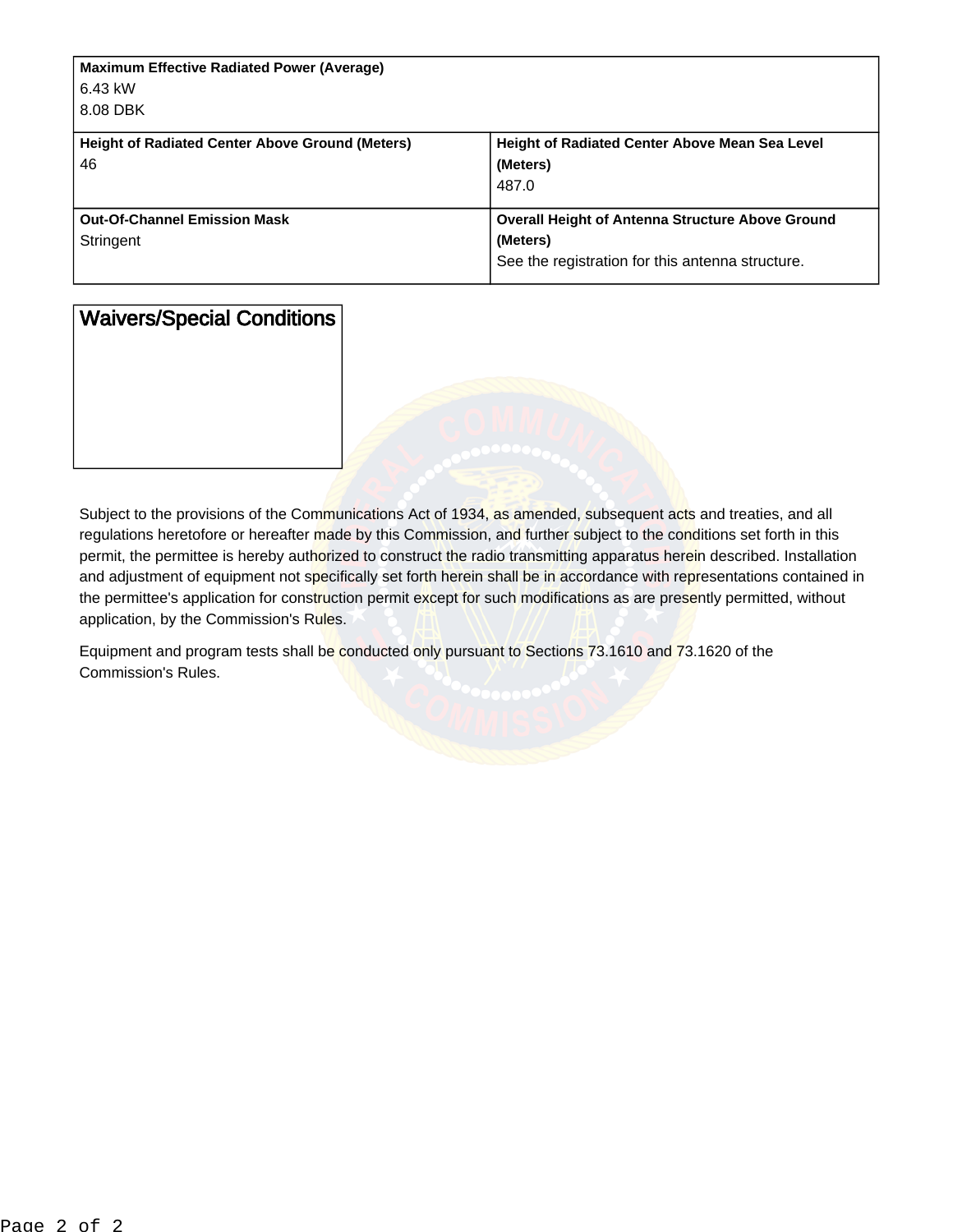| | |
|---|---|
| **Maximum Effective Radiated Power (Average)**<br>6.43 kW<br>8.08 DBK | |
| **Height of Radiated Center Above Ground (Meters)**<br>46 | **Height of Radiated Center Above Mean Sea Level (Meters)**<br>487.0 |
| **Out-Of-Channel Emission Mask**<br>Stringent | **Overall Height of Antenna Structure Above Ground (Meters)**<br>See the registration for this antenna structure. |

## Waivers/Special Conditions

Subject to the provisions of the Communications Act of 1934, as amended, subsequent acts and treaties, and all regulations heretofore or hereafter made by this Commission, and further subject to the conditions set forth in this permit, the permittee is hereby authorized to construct the radio transmitting apparatus herein described. Installation and adjustment of equipment not specifically set forth herein shall be in accordance with representations contained in the permittee's application for construction permit except for such modifications as are presently permitted, without application, by the Commission's Rules.

Equipment and program tests shall be conducted only pursuant to Sections 73.1610 and 73.1620 of the Commission's Rules.